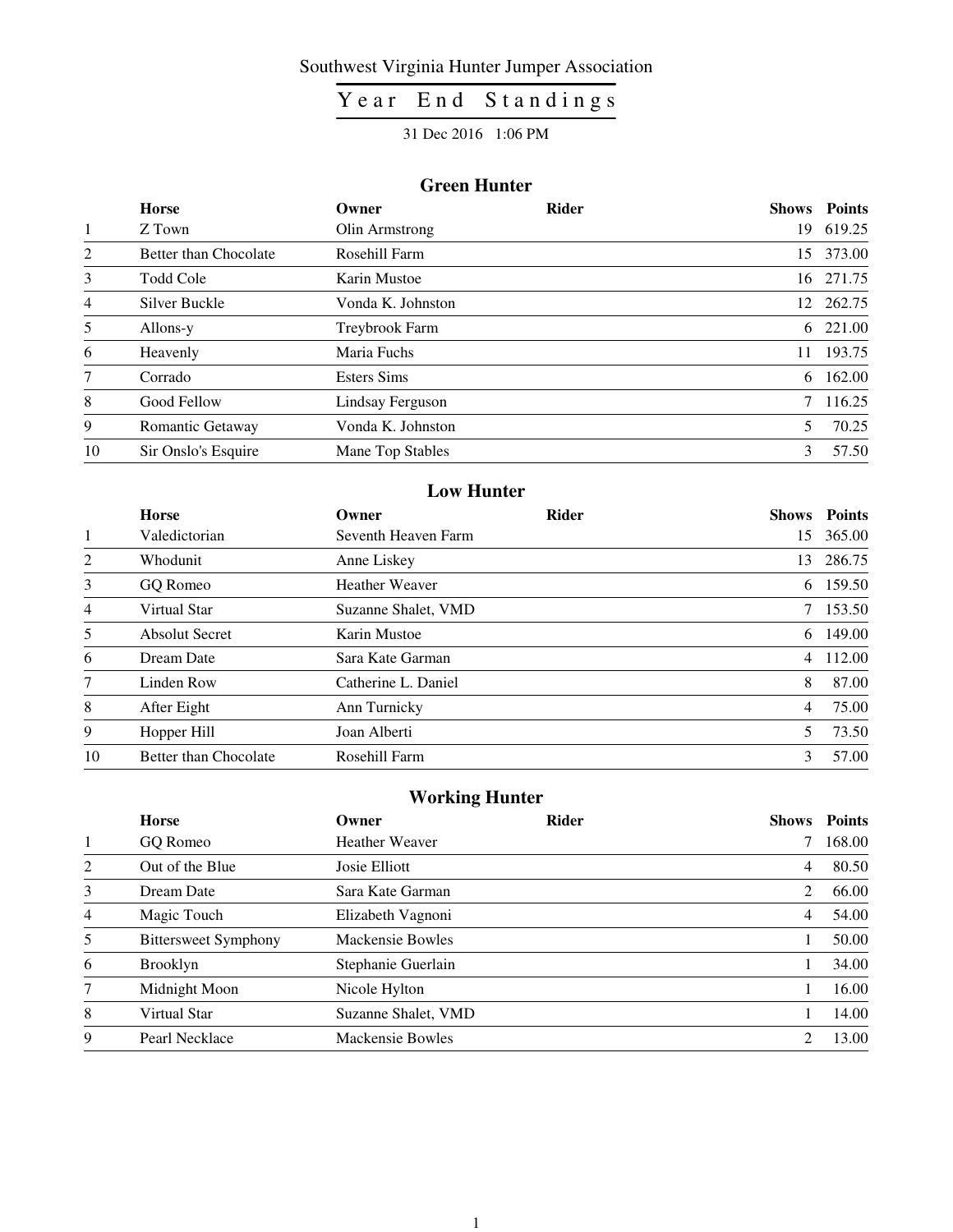Southwest Virginia Hunter Jumper Association

# Year End Standings

31 Dec 2016 1:06 PM

## Green Hunter

| | Horse | Owner | Rider | Shows | Points |
|---|---|---|---|---|---|
| 1 | Z Town | Olin Armstrong | | 19 | 619.25 |
| 2 | Better than Chocolate | Rosehill Farm | | 15 | 373.00 |
| 3 | Todd Cole | Karin Mustoe | | 16 | 271.75 |
| 4 | Silver Buckle | Vonda K. Johnston | | 12 | 262.75 |
| 5 | Allons-y | Treybrook Farm | | 6 | 221.00 |
| 6 | Heavenly | Maria Fuchs | | 11 | 193.75 |
| 7 | Corrado | Esters Sims | | 6 | 162.00 |
| 8 | Good Fellow | Lindsay Ferguson | | 7 | 116.25 |
| 9 | Romantic Getaway | Vonda K. Johnston | | 5 | 70.25 |
| 10 | Sir Onslo's Esquire | Mane Top Stables | | 3 | 57.50 |

## Low Hunter

| | Horse | Owner | Rider | Shows | Points |
|---|---|---|---|---|---|
| 1 | Valedictorian | Seventh Heaven Farm | | 15 | 365.00 |
| 2 | Whodunit | Anne Liskey | | 13 | 286.75 |
| 3 | GQ Romeo | Heather Weaver | | 6 | 159.50 |
| 4 | Virtual Star | Suzanne Shalet, VMD | | 7 | 153.50 |
| 5 | Absolut Secret | Karin Mustoe | | 6 | 149.00 |
| 6 | Dream Date | Sara Kate Garman | | 4 | 112.00 |
| 7 | Linden Row | Catherine L. Daniel | | 8 | 87.00 |
| 8 | After Eight | Ann Turnicky | | 4 | 75.00 |
| 9 | Hopper Hill | Joan Alberti | | 5 | 73.50 |
| 10 | Better than Chocolate | Rosehill Farm | | 3 | 57.00 |

## Working Hunter

| | Horse | Owner | Rider | Shows | Points |
|---|---|---|---|---|---|
| 1 | GQ Romeo | Heather Weaver | | 7 | 168.00 |
| 2 | Out of the Blue | Josie Elliott | | 4 | 80.50 |
| 3 | Dream Date | Sara Kate Garman | | 2 | 66.00 |
| 4 | Magic Touch | Elizabeth Vagnoni | | 4 | 54.00 |
| 5 | Bittersweet Symphony | Mackensie Bowles | | 1 | 50.00 |
| 6 | Brooklyn | Stephanie Guerlain | | 1 | 34.00 |
| 7 | Midnight Moon | Nicole Hylton | | 1 | 16.00 |
| 8 | Virtual Star | Suzanne Shalet, VMD | | 1 | 14.00 |
| 9 | Pearl Necklace | Mackensie Bowles | | 2 | 13.00 |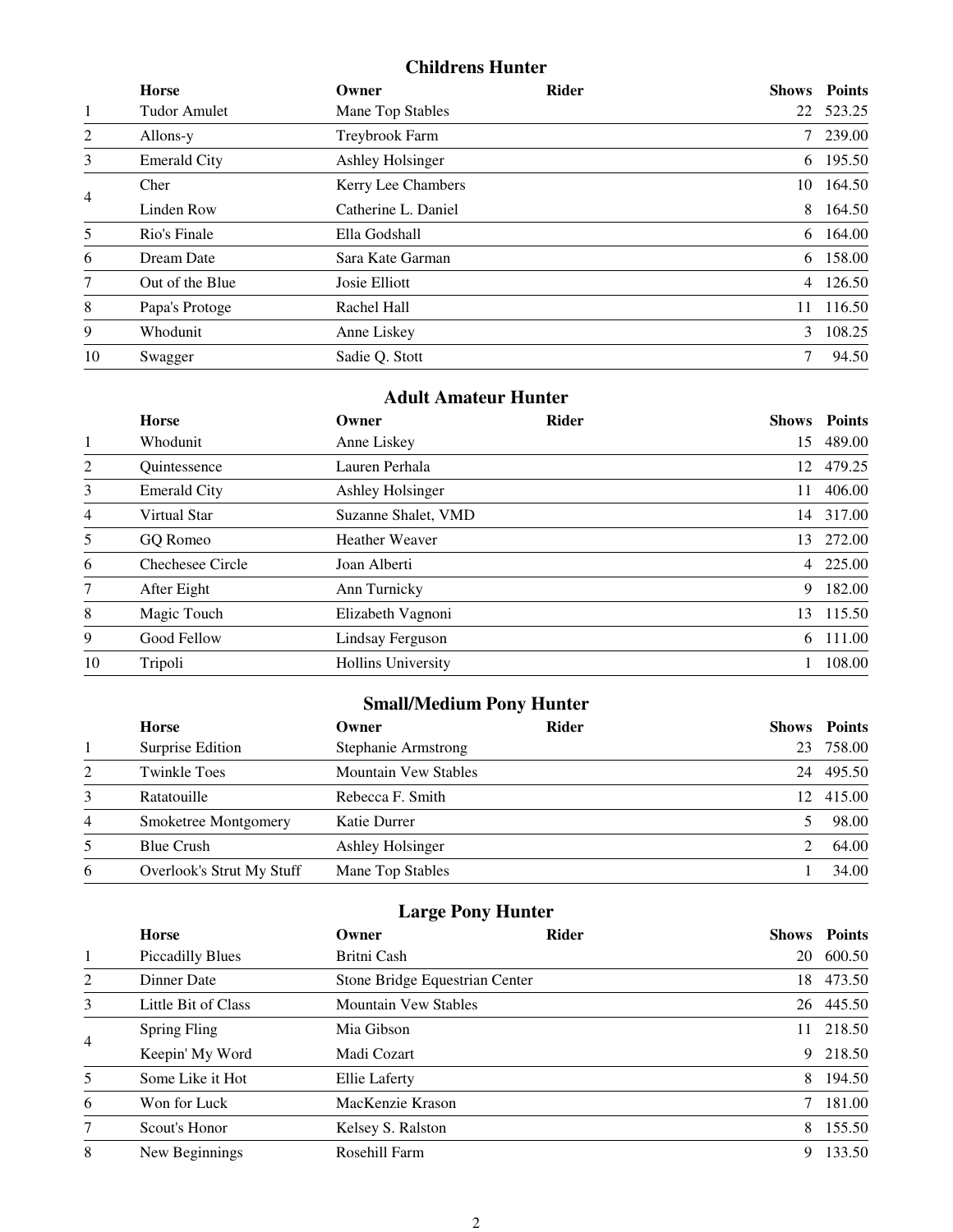## Childrens Hunter

| | Horse | Owner | Rider | Shows | Points |
|---|---|---|---|---|---|
| 1 | Tudor Amulet | Mane Top Stables | | 22 | 523.25 |
| 2 | Allons-y | Treybrook Farm | | 7 | 239.00 |
| 3 | Emerald City | Ashley Holsinger | | 6 | 195.50 |
| 4 | Cher | Kerry Lee Chambers | | 10 | 164.50 |
| | Linden Row | Catherine L. Daniel | | 8 | 164.50 |
| 5 | Rio's Finale | Ella Godshall | | 6 | 164.00 |
| 6 | Dream Date | Sara Kate Garman | | 6 | 158.00 |
| 7 | Out of the Blue | Josie Elliott | | 4 | 126.50 |
| 8 | Papa's Protoge | Rachel Hall | | 11 | 116.50 |
| 9 | Whodunit | Anne Liskey | | 3 | 108.25 |
| 10 | Swagger | Sadie Q. Stott | | 7 | 94.50 |

## Adult Amateur Hunter

| | Horse | Owner | Rider | Shows | Points |
|---|---|---|---|---|---|
| 1 | Whodunit | Anne Liskey | | 15 | 489.00 |
| 2 | Quintessence | Lauren Perhala | | 12 | 479.25 |
| 3 | Emerald City | Ashley Holsinger | | 11 | 406.00 |
| 4 | Virtual Star | Suzanne Shalet, VMD | | 14 | 317.00 |
| 5 | GQ Romeo | Heather Weaver | | 13 | 272.00 |
| 6 | Chechesee Circle | Joan Alberti | | 4 | 225.00 |
| 7 | After Eight | Ann Turnicky | | 9 | 182.00 |
| 8 | Magic Touch | Elizabeth Vagnoni | | 13 | 115.50 |
| 9 | Good Fellow | Lindsay Ferguson | | 6 | 111.00 |
| 10 | Tripoli | Hollins University | | 1 | 108.00 |

## Small/Medium Pony Hunter

| | Horse | Owner | Rider | Shows | Points |
|---|---|---|---|---|---|
| 1 | Surprise Edition | Stephanie Armstrong | | 23 | 758.00 |
| 2 | Twinkle Toes | Mountain Vew Stables | | 24 | 495.50 |
| 3 | Ratatouille | Rebecca F. Smith | | 12 | 415.00 |
| 4 | Smoketree Montgomery | Katie Durrer | | 5 | 98.00 |
| 5 | Blue Crush | Ashley Holsinger | | 2 | 64.00 |
| 6 | Overlook's Strut My Stuff | Mane Top Stables | | 1 | 34.00 |

## Large Pony Hunter

| | Horse | Owner | Rider | Shows | Points |
|---|---|---|---|---|---|
| 1 | Piccadilly Blues | Britni Cash | | 20 | 600.50 |
| 2 | Dinner Date | Stone Bridge Equestrian Center | | 18 | 473.50 |
| 3 | Little Bit of Class | Mountain Vew Stables | | 26 | 445.50 |
| 4 | Spring Fling | Mia Gibson | | 11 | 218.50 |
| | Keepin' My Word | Madi Cozart | | 9 | 218.50 |
| 5 | Some Like it Hot | Ellie Laferty | | 8 | 194.50 |
| 6 | Won for Luck | MacKenzie Krason | | 7 | 181.00 |
| 7 | Scout's Honor | Kelsey S. Ralston | | 8 | 155.50 |
| 8 | New Beginnings | Rosehill Farm | | 9 | 133.50 |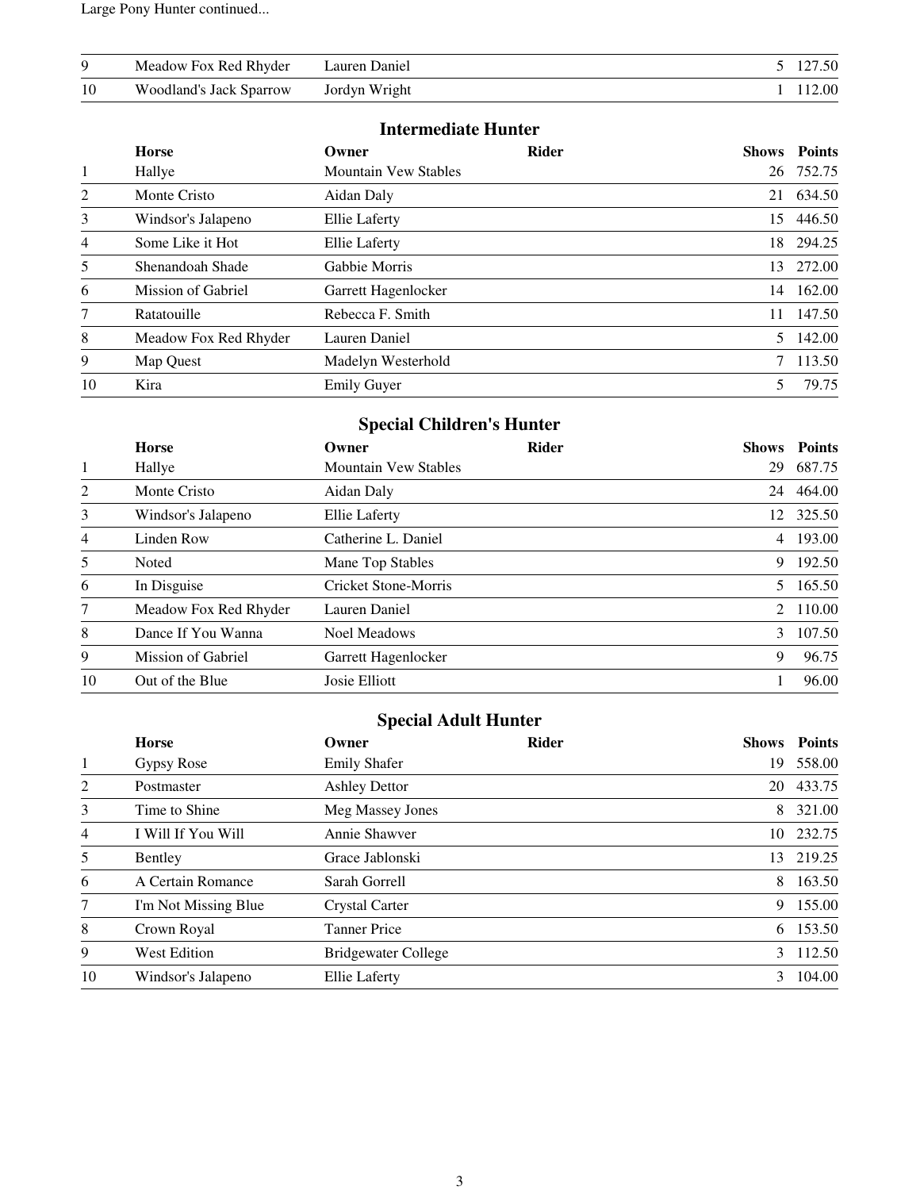Large Pony Hunter continued...

| | Horse | Owner | Rider | Shows | Points |
|---|---|---|---|---|---|
| 9 | Meadow Fox Red Rhyder | Lauren Daniel | | 5 | 127.50 |
| 10 | Woodland's Jack Sparrow | Jordyn Wright | | 1 | 112.00 |

## Intermediate Hunter

| | Horse | Owner | Rider | Shows | Points |
|---|---|---|---|---|---|
| 1 | Hallye | Mountain Vew Stables | | 26 | 752.75 |
| 2 | Monte Cristo | Aidan Daly | | 21 | 634.50 |
| 3 | Windsor's Jalapeno | Ellie Laferty | | 15 | 446.50 |
| 4 | Some Like it Hot | Ellie Laferty | | 18 | 294.25 |
| 5 | Shenandoah Shade | Gabbie Morris | | 13 | 272.00 |
| 6 | Mission of Gabriel | Garrett Hagenlocker | | 14 | 162.00 |
| 7 | Ratatouille | Rebecca F. Smith | | 11 | 147.50 |
| 8 | Meadow Fox Red Rhyder | Lauren Daniel | | 5 | 142.00 |
| 9 | Map Quest | Madelyn Westerhold | | 7 | 113.50 |
| 10 | Kira | Emily Guyer | | 5 | 79.75 |

## Special Children's Hunter

| | Horse | Owner | Rider | Shows | Points |
|---|---|---|---|---|---|
| 1 | Hallye | Mountain Vew Stables | | 29 | 687.75 |
| 2 | Monte Cristo | Aidan Daly | | 24 | 464.00 |
| 3 | Windsor's Jalapeno | Ellie Laferty | | 12 | 325.50 |
| 4 | Linden Row | Catherine L. Daniel | | 4 | 193.00 |
| 5 | Noted | Mane Top Stables | | 9 | 192.50 |
| 6 | In Disguise | Cricket Stone-Morris | | 5 | 165.50 |
| 7 | Meadow Fox Red Rhyder | Lauren Daniel | | 2 | 110.00 |
| 8 | Dance If You Wanna | Noel Meadows | | 3 | 107.50 |
| 9 | Mission of Gabriel | Garrett Hagenlocker | | 9 | 96.75 |
| 10 | Out of the Blue | Josie Elliott | | 1 | 96.00 |

## Special Adult Hunter

| | Horse | Owner | Rider | Shows | Points |
|---|---|---|---|---|---|
| 1 | Gypsy Rose | Emily Shafer | | 19 | 558.00 |
| 2 | Postmaster | Ashley Dettor | | 20 | 433.75 |
| 3 | Time to Shine | Meg Massey Jones | | 8 | 321.00 |
| 4 | I Will If You Will | Annie Shawver | | 10 | 232.75 |
| 5 | Bentley | Grace Jablonski | | 13 | 219.25 |
| 6 | A Certain Romance | Sarah Gorrell | | 8 | 163.50 |
| 7 | I'm Not Missing Blue | Crystal Carter | | 9 | 155.00 |
| 8 | Crown Royal | Tanner Price | | 6 | 153.50 |
| 9 | West Edition | Bridgewater College | | 3 | 112.50 |
| 10 | Windsor's Jalapeno | Ellie Laferty | | 3 | 104.00 |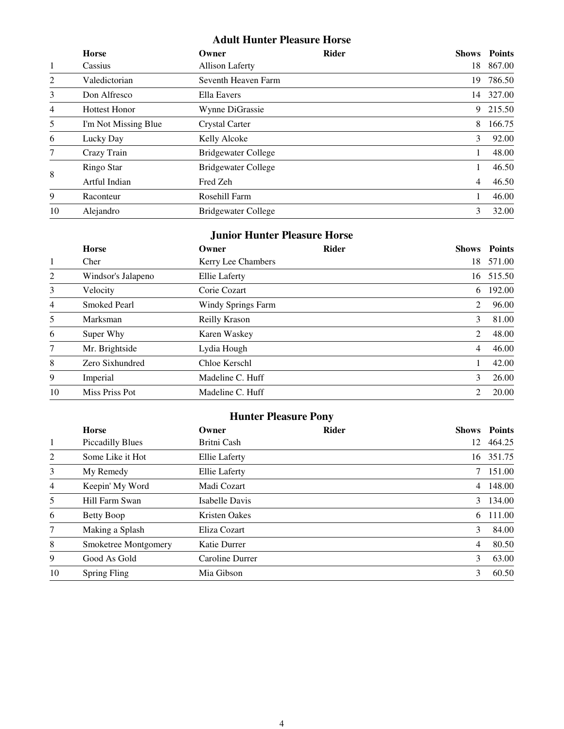## Adult Hunter Pleasure Horse

| | Horse | Owner | Rider | Shows | Points |
|---|---|---|---|---|---|
| 1 | Cassius | Allison Laferty | | 18 | 867.00 |
| 2 | Valedictorian | Seventh Heaven Farm | | 19 | 786.50 |
| 3 | Don Alfresco | Ella Eavers | | 14 | 327.00 |
| 4 | Hottest Honor | Wynne DiGrassie | | 9 | 215.50 |
| 5 | I'm Not Missing Blue | Crystal Carter | | 8 | 166.75 |
| 6 | Lucky Day | Kelly Alcoke | | 3 | 92.00 |
| 7 | Crazy Train | Bridgewater College | | 1 | 48.00 |
| 8 | Ringo Star | Bridgewater College | | 1 | 46.50 |
| | Artful Indian | Fred Zeh | | 4 | 46.50 |
| 9 | Raconteur | Rosehill Farm | | 1 | 46.00 |
| 10 | Alejandro | Bridgewater College | | 3 | 32.00 |

## Junior Hunter Pleasure Horse

| | Horse | Owner | Rider | Shows | Points |
|---|---|---|---|---|---|
| 1 | Cher | Kerry Lee Chambers | | 18 | 571.00 |
| 2 | Windsor's Jalapeno | Ellie Laferty | | 16 | 515.50 |
| 3 | Velocity | Corie Cozart | | 6 | 192.00 |
| 4 | Smoked Pearl | Windy Springs Farm | | 2 | 96.00 |
| 5 | Marksman | Reilly Krason | | 3 | 81.00 |
| 6 | Super Why | Karen Waskey | | 2 | 48.00 |
| 7 | Mr. Brightside | Lydia Hough | | 4 | 46.00 |
| 8 | Zero Sixhundred | Chloe Kerschl | | 1 | 42.00 |
| 9 | Imperial | Madeline C. Huff | | 3 | 26.00 |
| 10 | Miss Priss Pot | Madeline C. Huff | | 2 | 20.00 |

## Hunter Pleasure Pony

| | Horse | Owner | Rider | Shows | Points |
|---|---|---|---|---|---|
| 1 | Piccadilly Blues | Britni Cash | | 12 | 464.25 |
| 2 | Some Like it Hot | Ellie Laferty | | 16 | 351.75 |
| 3 | My Remedy | Ellie Laferty | | 7 | 151.00 |
| 4 | Keepin' My Word | Madi Cozart | | 4 | 148.00 |
| 5 | Hill Farm Swan | Isabelle Davis | | 3 | 134.00 |
| 6 | Betty Boop | Kristen Oakes | | 6 | 111.00 |
| 7 | Making a Splash | Eliza Cozart | | 3 | 84.00 |
| 8 | Smoketree Montgomery | Katie Durrer | | 4 | 80.50 |
| 9 | Good As Gold | Caroline Durrer | | 3 | 63.00 |
| 10 | Spring Fling | Mia Gibson | | 3 | 60.50 |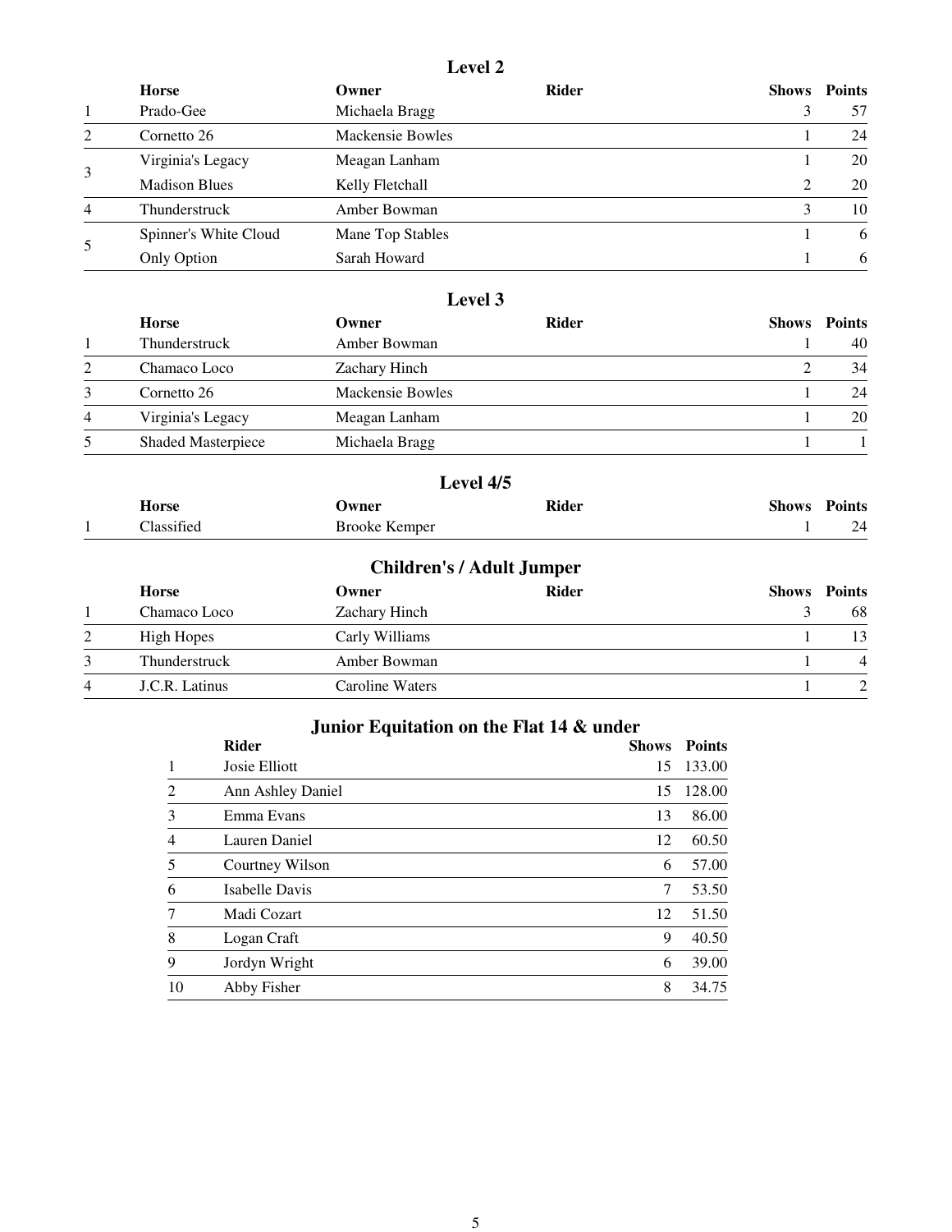## Level 2

| | Horse | Owner | Rider | Shows | Points |
|---|---|---|---|---|---|
| 1 | Prado-Gee | Michaela Bragg | | 3 | 57 |
| 2 | Cornetto 26 | Mackensie Bowles | | 1 | 24 |
| 3 | Virginia's Legacy | Meagan Lanham | | 1 | 20 |
| | Madison Blues | Kelly Fletchall | | 2 | 20 |
| 4 | Thunderstruck | Amber Bowman | | 3 | 10 |
| 5 | Spinner's White Cloud | Mane Top Stables | | 1 | 6 |
| | Only Option | Sarah Howard | | 1 | 6 |

## Level 3

| | Horse | Owner | Rider | Shows | Points |
|---|---|---|---|---|---|
| 1 | Thunderstruck | Amber Bowman | | 1 | 40 |
| 2 | Chamaco Loco | Zachary Hinch | | 2 | 34 |
| 3 | Cornetto 26 | Mackensie Bowles | | 1 | 24 |
| 4 | Virginia's Legacy | Meagan Lanham | | 1 | 20 |
| 5 | Shaded Masterpiece | Michaela Bragg | | 1 | 1 |

## Level 4/5

| | Horse | Owner | Rider | Shows | Points |
|---|---|---|---|---|---|
| 1 | Classified | Brooke Kemper | | 1 | 24 |

## Children's / Adult Jumper

| | Horse | Owner | Rider | Shows | Points |
|---|---|---|---|---|---|
| 1 | Chamaco Loco | Zachary Hinch | | 3 | 68 |
| 2 | High Hopes | Carly Williams | | 1 | 13 |
| 3 | Thunderstruck | Amber Bowman | | 1 | 4 |
| 4 | J.C.R. Latinus | Caroline Waters | | 1 | 2 |

## Junior Equitation on the Flat 14 & under

| | Rider | Shows | Points |
|---|---|---|---|
| 1 | Josie Elliott | 15 | 133.00 |
| 2 | Ann Ashley Daniel | 15 | 128.00 |
| 3 | Emma Evans | 13 | 86.00 |
| 4 | Lauren Daniel | 12 | 60.50 |
| 5 | Courtney Wilson | 6 | 57.00 |
| 6 | Isabelle Davis | 7 | 53.50 |
| 7 | Madi Cozart | 12 | 51.50 |
| 8 | Logan Craft | 9 | 40.50 |
| 9 | Jordyn Wright | 6 | 39.00 |
| 10 | Abby Fisher | 8 | 34.75 |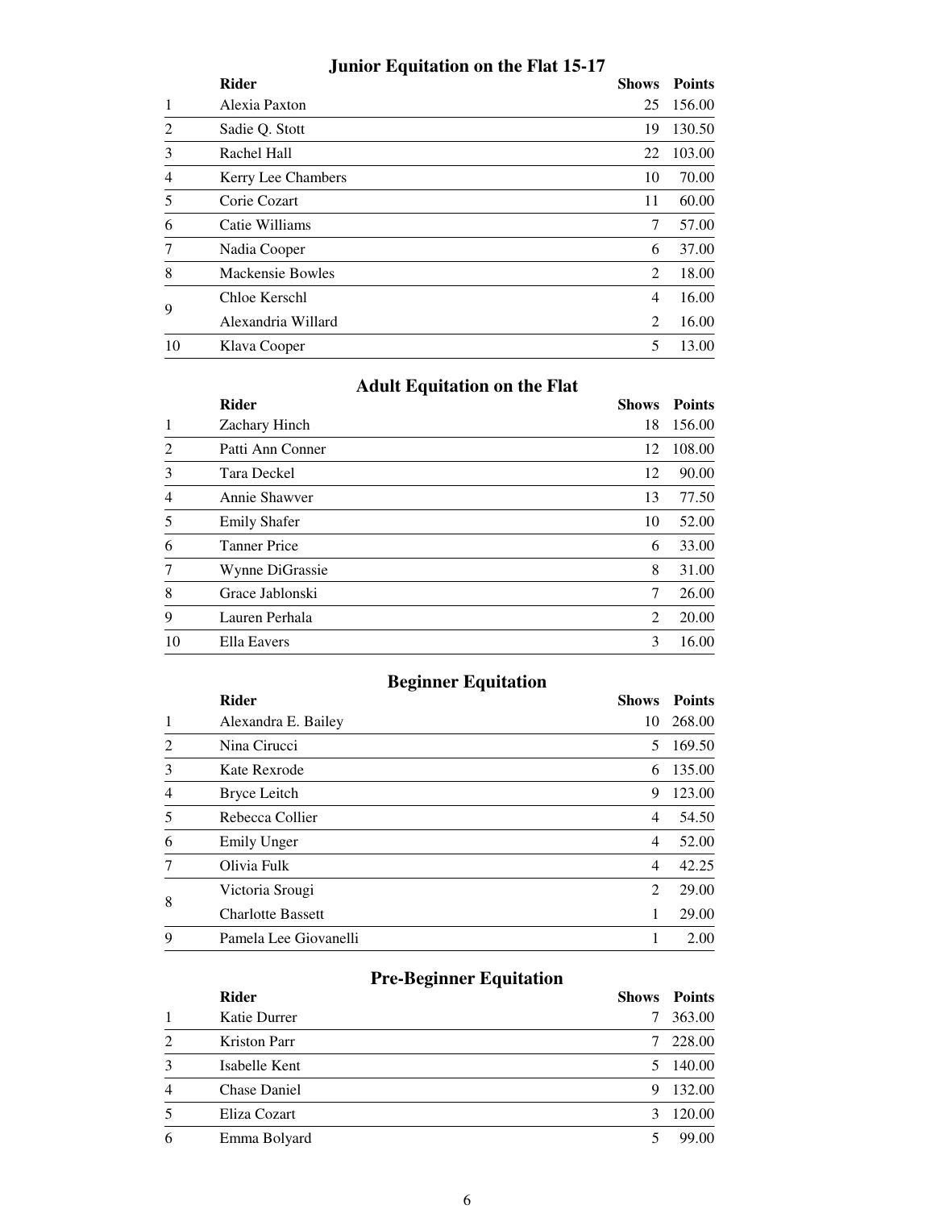## Junior Equitation on the Flat 15-17

| | Rider | Shows | Points |
|---|---|---|---|
| 1 | Alexia Paxton | 25 | 156.00 |
| 2 | Sadie Q. Stott | 19 | 130.50 |
| 3 | Rachel Hall | 22 | 103.00 |
| 4 | Kerry Lee Chambers | 10 | 70.00 |
| 5 | Corie Cozart | 11 | 60.00 |
| 6 | Catie Williams | 7 | 57.00 |
| 7 | Nadia Cooper | 6 | 37.00 |
| 8 | Mackensie Bowles | 2 | 18.00 |
| 9 | Chloe Kerschl | 4 | 16.00 |
| | Alexandria Willard | 2 | 16.00 |
| 10 | Klava Cooper | 5 | 13.00 |

## Adult Equitation on the Flat

| | Rider | Shows | Points |
|---|---|---|---|
| 1 | Zachary Hinch | 18 | 156.00 |
| 2 | Patti Ann Conner | 12 | 108.00 |
| 3 | Tara Deckel | 12 | 90.00 |
| 4 | Annie Shawver | 13 | 77.50 |
| 5 | Emily Shafer | 10 | 52.00 |
| 6 | Tanner Price | 6 | 33.00 |
| 7 | Wynne DiGrassie | 8 | 31.00 |
| 8 | Grace Jablonski | 7 | 26.00 |
| 9 | Lauren Perhala | 2 | 20.00 |
| 10 | Ella Eavers | 3 | 16.00 |

## Beginner Equitation

| | Rider | Shows | Points |
|---|---|---|---|
| 1 | Alexandra E. Bailey | 10 | 268.00 |
| 2 | Nina Cirucci | 5 | 169.50 |
| 3 | Kate Rexrode | 6 | 135.00 |
| 4 | Bryce Leitch | 9 | 123.00 |
| 5 | Rebecca Collier | 4 | 54.50 |
| 6 | Emily Unger | 4 | 52.00 |
| 7 | Olivia Fulk | 4 | 42.25 |
| 8 | Victoria Srougi | 2 | 29.00 |
| | Charlotte Bassett | 1 | 29.00 |
| 9 | Pamela Lee Giovanelli | 1 | 2.00 |

## Pre-Beginner Equitation

| | Rider | Shows | Points |
|---|---|---|---|
| 1 | Katie Durrer | 7 | 363.00 |
| 2 | Kriston Parr | 7 | 228.00 |
| 3 | Isabelle Kent | 5 | 140.00 |
| 4 | Chase Daniel | 9 | 132.00 |
| 5 | Eliza Cozart | 3 | 120.00 |
| 6 | Emma Bolyard | 5 | 99.00 |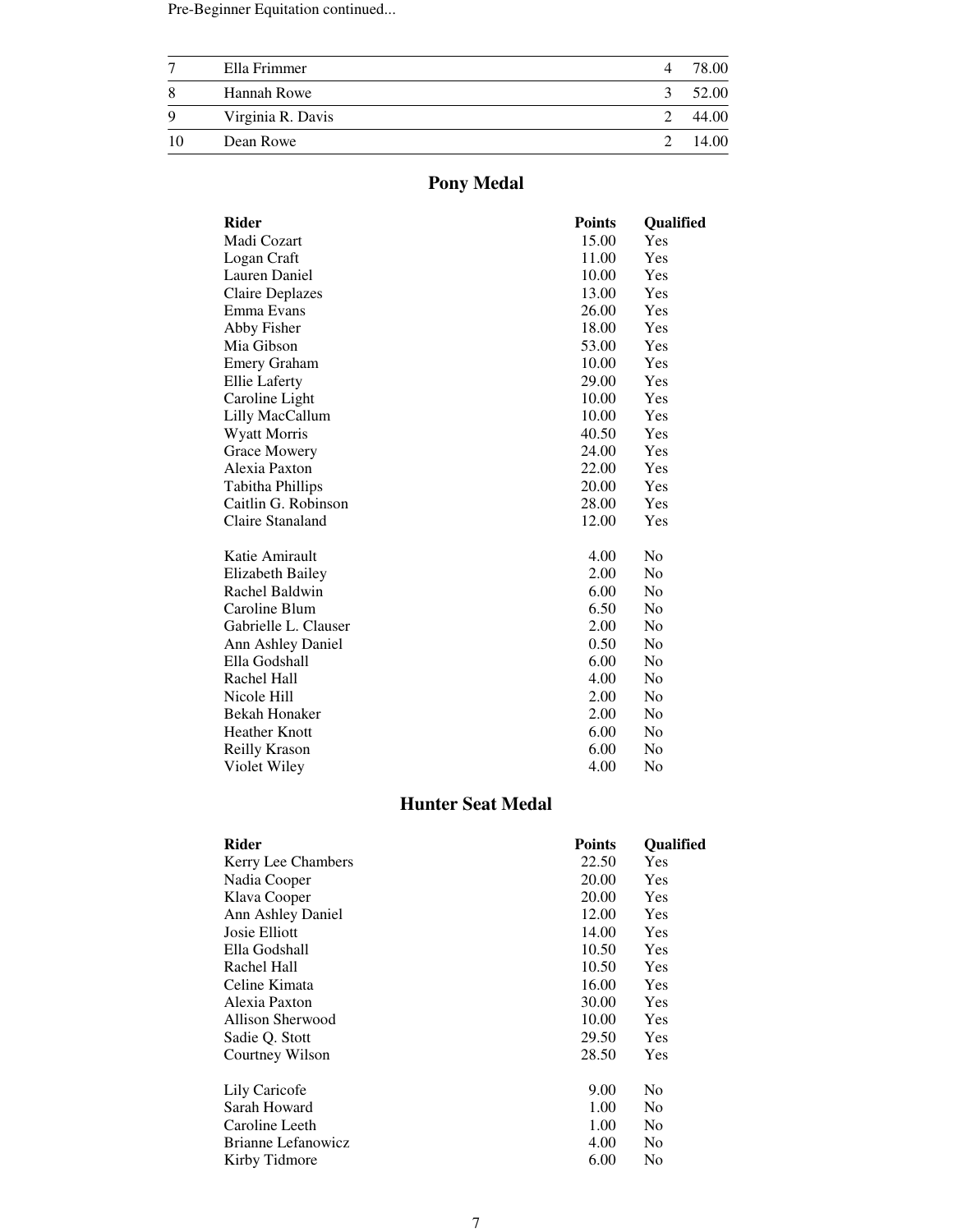Pre-Beginner Equitation continued...

| | | | |
|---|---|---|---|
| 7 | Ella Frimmer | 4 | 78.00 |
| 8 | Hannah Rowe | 3 | 52.00 |
| 9 | Virginia R. Davis | 2 | 44.00 |
| 10 | Dean Rowe | 2 | 14.00 |

## Pony Medal

| Rider | Points | Qualified |
|---|---|---|
| Madi Cozart | 15.00 | Yes |
| Logan Craft | 11.00 | Yes |
| Lauren Daniel | 10.00 | Yes |
| Claire Deplazes | 13.00 | Yes |
| Emma Evans | 26.00 | Yes |
| Abby Fisher | 18.00 | Yes |
| Mia Gibson | 53.00 | Yes |
| Emery Graham | 10.00 | Yes |
| Ellie Laferty | 29.00 | Yes |
| Caroline Light | 10.00 | Yes |
| Lilly MacCallum | 10.00 | Yes |
| Wyatt Morris | 40.50 | Yes |
| Grace Mowery | 24.00 | Yes |
| Alexia Paxton | 22.00 | Yes |
| Tabitha Phillips | 20.00 | Yes |
| Caitlin G. Robinson | 28.00 | Yes |
| Claire Stanaland | 12.00 | Yes |
| Katie Amirault | 4.00 | No |
| Elizabeth Bailey | 2.00 | No |
| Rachel Baldwin | 6.00 | No |
| Caroline Blum | 6.50 | No |
| Gabrielle L. Clauser | 2.00 | No |
| Ann Ashley Daniel | 0.50 | No |
| Ella Godshall | 6.00 | No |
| Rachel Hall | 4.00 | No |
| Nicole Hill | 2.00 | No |
| Bekah Honaker | 2.00 | No |
| Heather Knott | 6.00 | No |
| Reilly Krason | 6.00 | No |
| Violet Wiley | 4.00 | No |

## Hunter Seat Medal

| Rider | Points | Qualified |
|---|---|---|
| Kerry Lee Chambers | 22.50 | Yes |
| Nadia Cooper | 20.00 | Yes |
| Klava Cooper | 20.00 | Yes |
| Ann Ashley Daniel | 12.00 | Yes |
| Josie Elliott | 14.00 | Yes |
| Ella Godshall | 10.50 | Yes |
| Rachel Hall | 10.50 | Yes |
| Celine Kimata | 16.00 | Yes |
| Alexia Paxton | 30.00 | Yes |
| Allison Sherwood | 10.00 | Yes |
| Sadie Q. Stott | 29.50 | Yes |
| Courtney Wilson | 28.50 | Yes |
| Lily Caricofe | 9.00 | No |
| Sarah Howard | 1.00 | No |
| Caroline Leeth | 1.00 | No |
| Brianne Lefanowicz | 4.00 | No |
| Kirby Tidmore | 6.00 | No |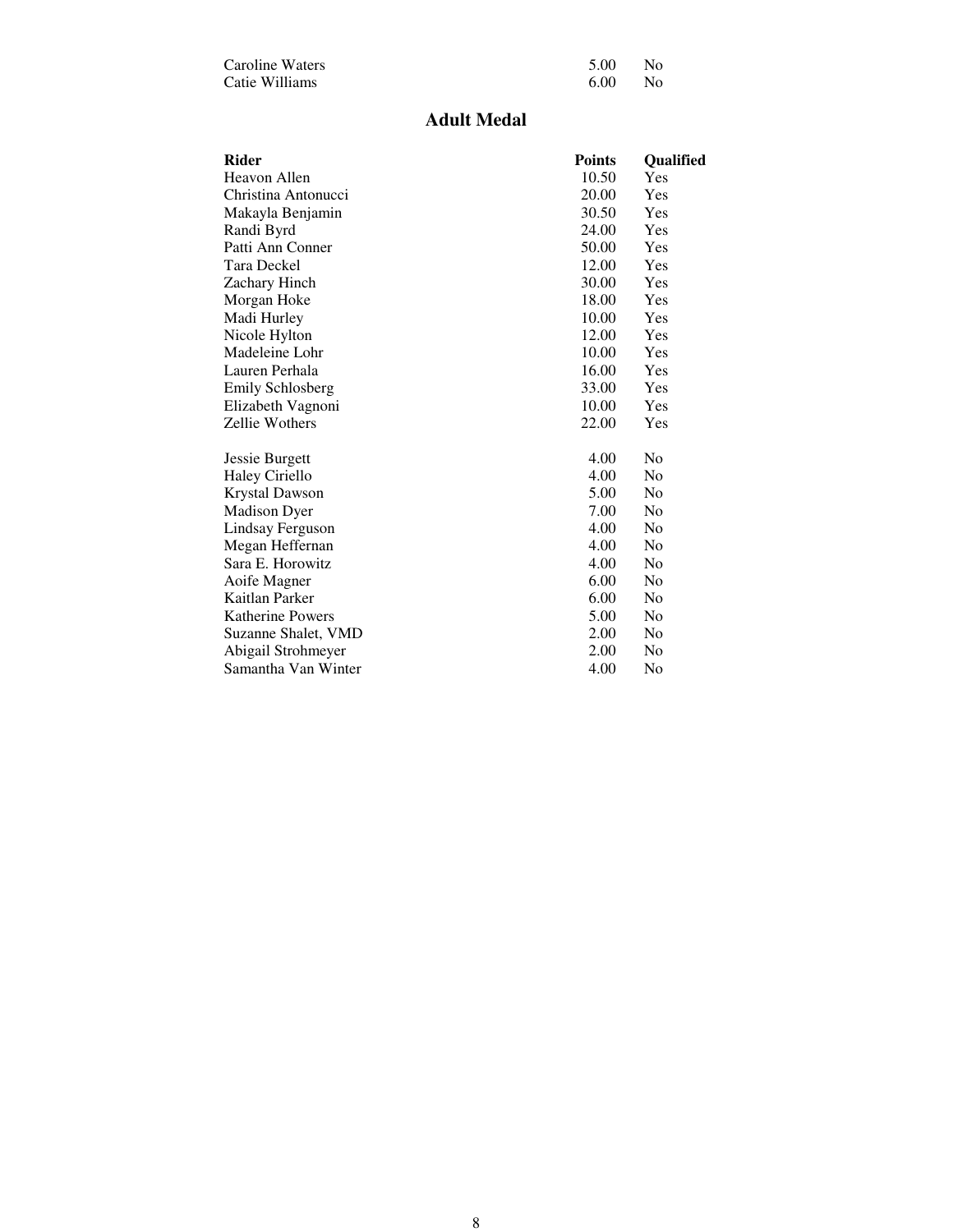| | | |
|---|---|---|
| Caroline Waters | 5.00 | No |
| Catie Williams | 6.00 | No |

## Adult Medal

| Rider | Points | Qualified |
|---|---|---|
| Heavon Allen | 10.50 | Yes |
| Christina Antonucci | 20.00 | Yes |
| Makayla Benjamin | 30.50 | Yes |
| Randi Byrd | 24.00 | Yes |
| Patti Ann Conner | 50.00 | Yes |
| Tara Deckel | 12.00 | Yes |
| Zachary Hinch | 30.00 | Yes |
| Morgan Hoke | 18.00 | Yes |
| Madi Hurley | 10.00 | Yes |
| Nicole Hylton | 12.00 | Yes |
| Madeleine Lohr | 10.00 | Yes |
| Lauren Perhala | 16.00 | Yes |
| Emily Schlosberg | 33.00 | Yes |
| Elizabeth Vagnoni | 10.00 | Yes |
| Zellie Wothers | 22.00 | Yes |
| | | |
| Jessie Burgett | 4.00 | No |
| Haley Ciriello | 4.00 | No |
| Krystal Dawson | 5.00 | No |
| Madison Dyer | 7.00 | No |
| Lindsay Ferguson | 4.00 | No |
| Megan Heffernan | 4.00 | No |
| Sara E. Horowitz | 4.00 | No |
| Aoife Magner | 6.00 | No |
| Kaitlan Parker | 6.00 | No |
| Katherine Powers | 5.00 | No |
| Suzanne Shalet, VMD | 2.00 | No |
| Abigail Strohmeyer | 2.00 | No |
| Samantha Van Winter | 4.00 | No |